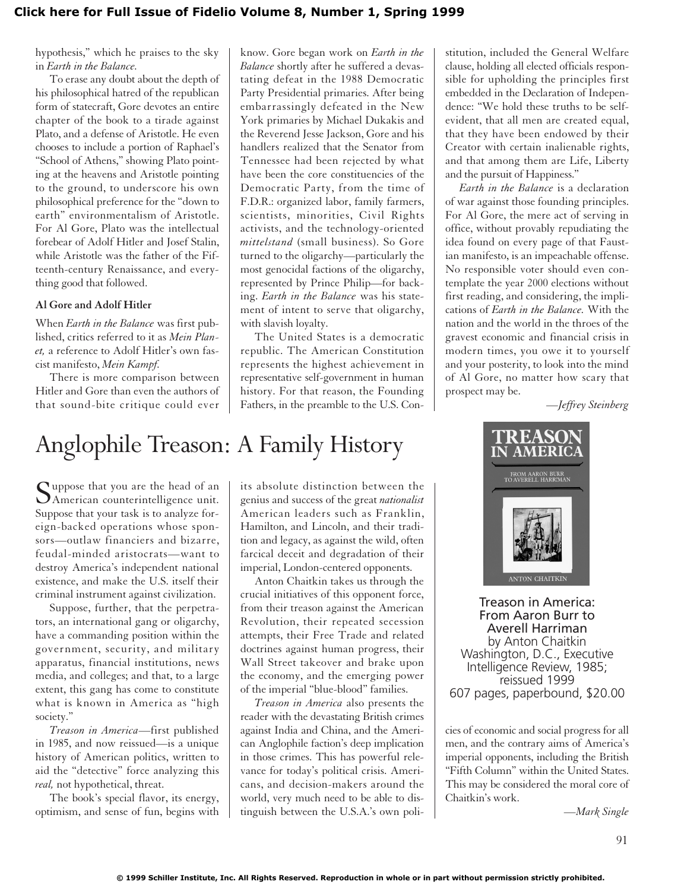hypothesis," which he praises to the sky in *Earth in the Balance.*

To erase any doubt about the depth of his philosophical hatred of the republican form of statecraft, Gore devotes an entire chapter of the book to a tirade against Plato, and a defense of Aristotle. He even chooses to include a portion of Raphael's "School of Athens," showing Plato pointing at the heavens and Aristotle pointing to the ground, to underscore his own philosophical preference for the "down to earth" environmentalism of Aristotle. For Al Gore, Plato was the intellectual forebear of Adolf Hitler and Josef Stalin, while Aristotle was the father of the Fifteenth-century Renaissance, and everything good that followed.

### Al Gore and Adolf Hitler

When *Earth in the Balance* was first published, critics referred to it as *Mein Planet,* a reference to Adolf Hitler's own fascist manifesto, *Mein Kampf.*

There is more comparison between Hitler and Gore than even the authors of that sound-bite critique could ever know. Gore began work on *Earth in the Balance* shortly after he suffered a devastating defeat in the 1988 Democratic Party Presidential primaries. After being embarrassingly defeated in the New York primaries by Michael Dukakis and the Reverend Jesse Jackson, Gore and his handlers realized that the Senator from Tennessee had been rejected by what have been the core constituencies of the Democratic Party, from the time of F.D.R.: organized labor, family farmers, scientists, minorities, Civil Rights activists, and the technology-oriented *mittelstand* (small business). So Gore turned to the oligarchy—particularly the most genocidal factions of the oligarchy, represented by Prince Philip—for backing. *Earth in the Balance* was his statement of intent to serve that oligarchy, with slavish loyalty.

The United States is a democratic republic. The American Constitution represents the highest achievement in representative self-government in human history. For that reason, the Founding Fathers, in the preamble to the U.S. Constitution, included the General Welfare clause, holding all elected officials responsible for upholding the principles first embedded in the Declaration of Independence: "We hold these truths to be self-evident, that all men are created equal, that they have been endowed by their Creator with certain inalienable rights, and that among them are Life, Liberty and the pursuit of Happiness."

*Earth in the Balance* is a declaration of war against those founding principles. For Al Gore, the mere act of serving in office, without provably repudiating the idea found on every page of that Faustian manifesto, is an impeachable offense. No responsible voter should even contemplate the year 2000 elections without first reading, and considering, the implications of *Earth in the Balance.* With the nation and the world in the throes of the gravest economic and financial crisis in modern times, you owe it to yourself and your posterity, to look into the mind of Al Gore, no matter how scary that prospect may be.

—*Jeffrey Steinberg*

# Anglophile Treason: A Family History

**Treason in America: From Aaron Burr to Averell Harriman**
by Anton Chaitkin
Washington, D.C., Executive Intelligence Review, 1985; reissued 1999
607 pages, paperbound, $20.00

Suppose that you are the head of an American counterintelligence unit. Suppose that your task is to analyze foreign-backed operations whose sponsors—outlaw financiers and bizarre, feudal-minded aristocrats—want to destroy America's independent national existence, and make the U.S. itself their criminal instrument against civilization.

Suppose, further, that the perpetrators, an international gang or oligarchy, have a commanding position within the government, security, and military apparatus, financial institutions, news media, and colleges; and that, to a large extent, this gang has come to constitute what is known in America as "high society."

*Treason in America*—first published in 1985, and now reissued—is a unique history of American politics, written to aid the "detective" force analyzing this *real,* not hypothetical, threat.

The book's special flavor, its energy, optimism, and sense of fun, begins with its absolute distinction between the genius and success of the great *nationalist* American leaders such as Franklin, Hamilton, and Lincoln, and their tradition and legacy, as against the wild, often farcical deceit and degradation of their imperial, London-centered opponents.

Anton Chaitkin takes us through the crucial initiatives of this opponent force, from their treason against the American Revolution, their repeated secession attempts, their Free Trade and related doctrines against human progress, their Wall Street takeover and brake upon the economy, and the emerging power of the imperial "blue-blood" families.

*Treason in America* also presents the reader with the devastating British crimes against India and China, and the American Anglophile faction's deep implication in those crimes. This has powerful relevance for today's political crisis. Americans, and decision-makers around the world, very much need to be able to distinguish between the U.S.A.'s own policies of economic and social progress for all men, and the contrary aims of America's imperial opponents, including the British "Fifth Column" within the United States. This may be considered the moral core of Chaitkin's work.

—*Mark Single*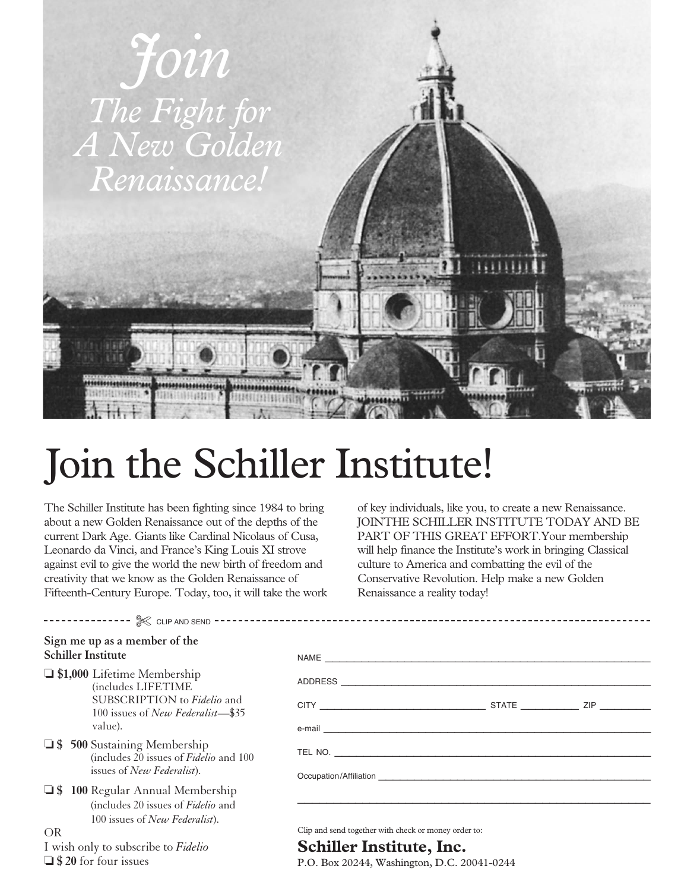*Join*

*The Fight for A New Golden Renaissance!*

# Join the Schiller Institute!

The Schiller Institute has been fighting since 1984 to bring about a new Golden Renaissance out of the depths of the current Dark Age. Giants like Cardinal Nicolaus of Cusa, Leonardo da Vinci, and France's King Louis XI strove against evil to give the world the new birth of freedom and creativity that we know as the Golden Renaissance of Fifteenth-Century Europe. Today, too, it will take the work of key individuals, like you, to create a new Renaissance. JOINTHE SCHILLER INSTITUTE TODAY AND BE PART OF THIS GREAT EFFORT.Your membership will help finance the Institute's work in bringing Classical culture to America and combatting the evil of the Conservative Revolution. Help make a new Golden Renaissance a reality today!

CLIP AND SEND

**Sign me up as a member of the Schiller Institute**

- ❏ **$1,000** Lifetime Membership (includes LIFETIME SUBSCRIPTION to *Fidelio* and 100 issues of *New Federalist*—$35 value).
- ❏ **$ 500** Sustaining Membership (includes 20 issues of *Fidelio* and 100 issues of *New Federalist*).
- ❏ **$ 100** Regular Annual Membership (includes 20 issues of *Fidelio* and 100 issues of *New Federalist*).

OR

I wish only to subscribe to *Fidelio*
❏ **$ 20** for four issues

NAME ______________________________

ADDRESS ______________________________

CITY ____________________ STATE __________ ZIP __________

e-mail ______________________________

TEL NO. ______________________________

Occupation/Affiliation ______________________________

______________________________

Clip and send together with check or money order to:

**Schiller Institute, Inc.**

P.O. Box 20244, Washington, D.C. 20041-0244